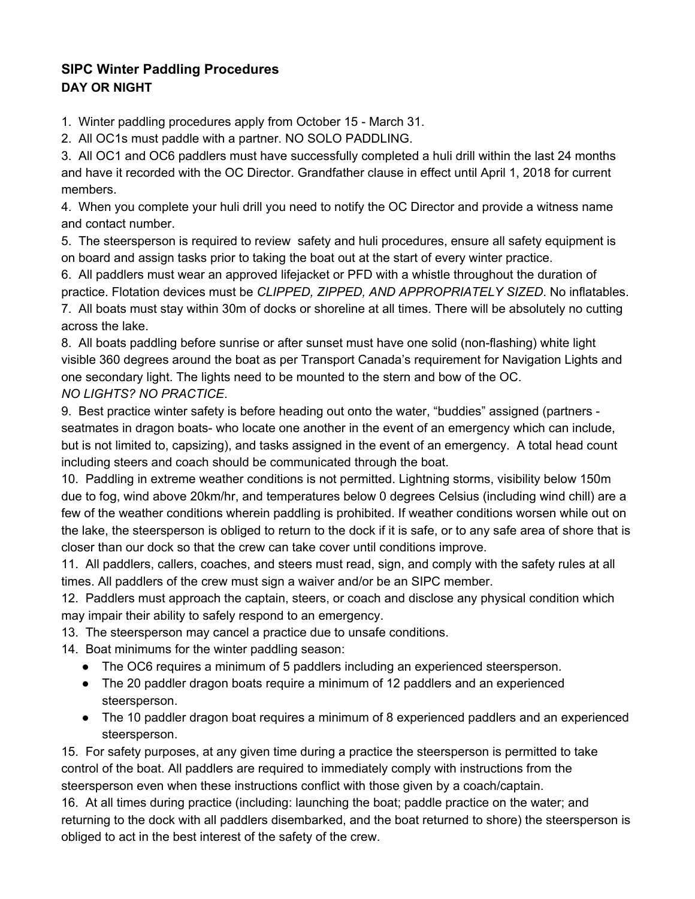### SIPC Winter Paddling Procedures
**DAY OR NIGHT**

1. Winter paddling procedures apply from October 15 - March 31.
2. All OC1s must paddle with a partner. NO SOLO PADDLING.
3. All OC1 and OC6 paddlers must have successfully completed a huli drill within the last 24 months and have it recorded with the OC Director. Grandfather clause in effect until April 1, 2018 for current members.
4. When you complete your huli drill you need to notify the OC Director and provide a witness name and contact number.
5. The steersperson is required to review safety and huli procedures, ensure all safety equipment is on board and assign tasks prior to taking the boat out at the start of every winter practice.
6. All paddlers must wear an approved lifejacket or PFD with a whistle throughout the duration of practice. Flotation devices must be *CLIPPED, ZIPPED, AND APPROPRIATELY SIZED*. No inflatables.
7. All boats must stay within 30m of docks or shoreline at all times. There will be absolutely no cutting across the lake.
8. All boats paddling before sunrise or after sunset must have one solid (non-flashing) white light visible 360 degrees around the boat as per Transport Canada's requirement for Navigation Lights and one secondary light. The lights need to be mounted to the stern and bow of the OC.
*NO LIGHTS? NO PRACTICE.*
9. Best practice winter safety is before heading out onto the water, "buddies" assigned (partners - seatmates in dragon boats- who locate one another in the event of an emergency which can include, but is not limited to, capsizing), and tasks assigned in the event of an emergency. A total head count including steers and coach should be communicated through the boat.
10. Paddling in extreme weather conditions is not permitted. Lightning storms, visibility below 150m due to fog, wind above 20km/hr, and temperatures below 0 degrees Celsius (including wind chill) are a few of the weather conditions wherein paddling is prohibited. If weather conditions worsen while out on the lake, the steersperson is obliged to return to the dock if it is safe, or to any safe area of shore that is closer than our dock so that the crew can take cover until conditions improve.
11. All paddlers, callers, coaches, and steers must read, sign, and comply with the safety rules at all times. All paddlers of the crew must sign a waiver and/or be an SIPC member.
12. Paddlers must approach the captain, steers, or coach and disclose any physical condition which may impair their ability to safely respond to an emergency.
13. The steersperson may cancel a practice due to unsafe conditions.
14. Boat minimums for the winter paddling season:
    - The OC6 requires a minimum of 5 paddlers including an experienced steersperson.
    - The 20 paddler dragon boats require a minimum of 12 paddlers and an experienced steersperson.
    - The 10 paddler dragon boat requires a minimum of 8 experienced paddlers and an experienced steersperson.
15. For safety purposes, at any given time during a practice the steersperson is permitted to take control of the boat. All paddlers are required to immediately comply with instructions from the steersperson even when these instructions conflict with those given by a coach/captain.
16. At all times during practice (including: launching the boat; paddle practice on the water; and returning to the dock with all paddlers disembarked, and the boat returned to shore) the steersperson is obliged to act in the best interest of the safety of the crew.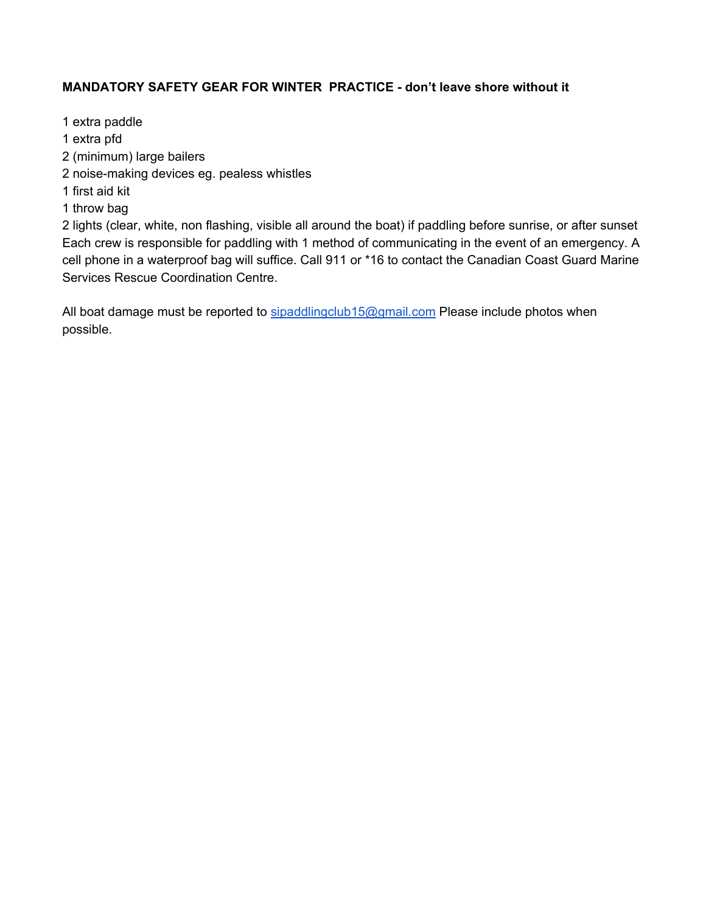**MANDATORY SAFETY GEAR FOR WINTER PRACTICE - don't leave shore without it**

1 extra paddle
1 extra pfd
2 (minimum) large bailers
2 noise-making devices eg. pealess whistles
1 first aid kit
1 throw bag
2 lights (clear, white, non flashing, visible all around the boat) if paddling before sunrise, or after sunset
Each crew is responsible for paddling with 1 method of communicating in the event of an emergency. A cell phone in a waterproof bag will suffice. Call 911 or *16 to contact the Canadian Coast Guard Marine Services Rescue Coordination Centre.

All boat damage must be reported to sipaddlingclub15@gmail.com Please include photos when possible.